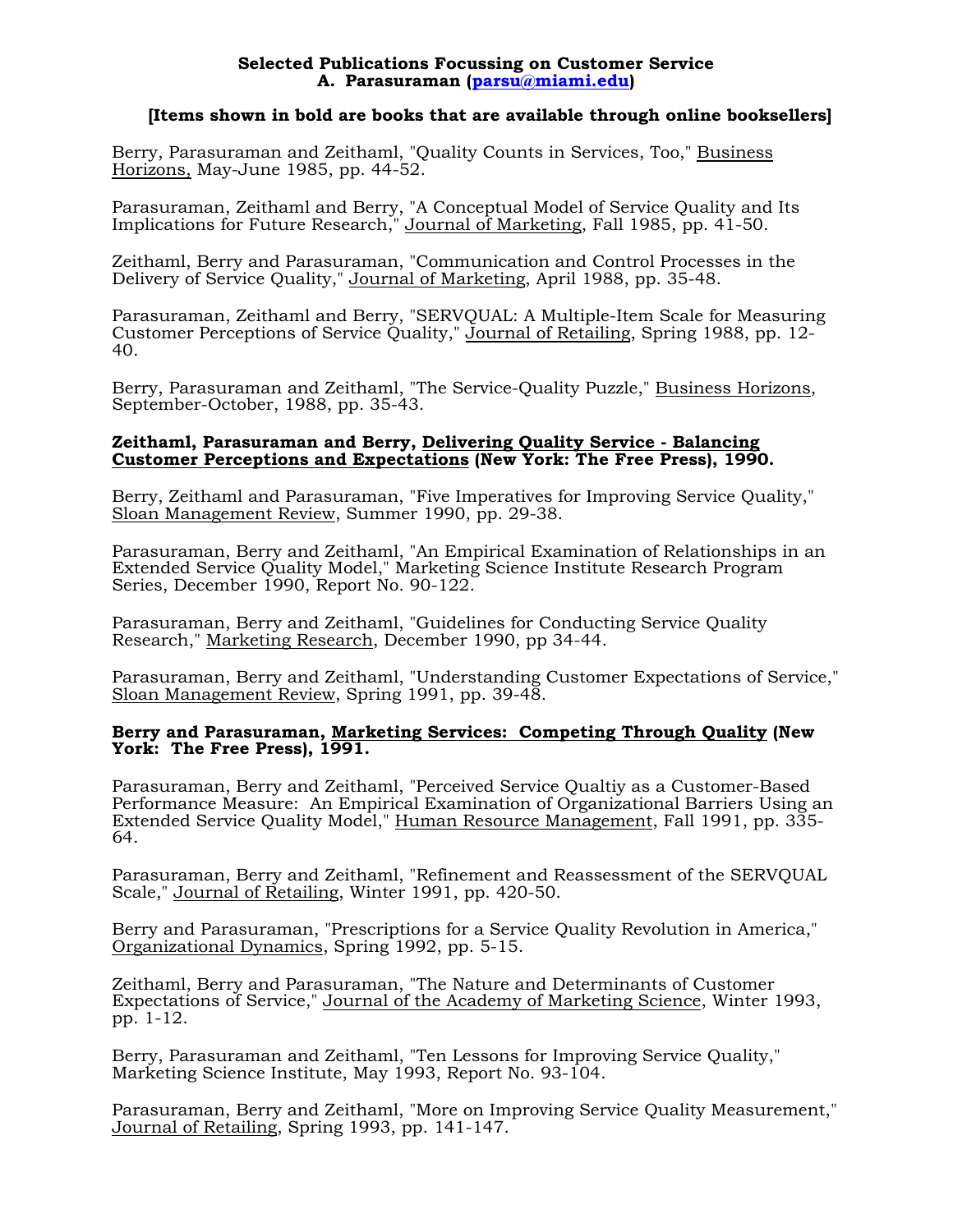**Selected Publications Focussing on Customer Service**
**A. Parasuraman ([parsu@miami.edu](mailto:parsu@miami.edu))**

**[Items shown in bold are books that are available through online booksellers]**

Berry, Parasuraman and Zeithaml, "Quality Counts in Services, Too," Business Horizons, May-June 1985, pp. 44-52.

Parasuraman, Zeithaml and Berry, "A Conceptual Model of Service Quality and Its Implications for Future Research," Journal of Marketing, Fall 1985, pp. 41-50.

Zeithaml, Berry and Parasuraman, "Communication and Control Processes in the Delivery of Service Quality," Journal of Marketing, April 1988, pp. 35-48.

Parasuraman, Zeithaml and Berry, "SERVQUAL: A Multiple-Item Scale for Measuring Customer Perceptions of Service Quality," Journal of Retailing, Spring 1988, pp. 12-40.

Berry, Parasuraman and Zeithaml, "The Service-Quality Puzzle," Business Horizons, September-October, 1988, pp. 35-43.

**Zeithaml, Parasuraman and Berry, Delivering Quality Service - Balancing Customer Perceptions and Expectations (New York: The Free Press), 1990.**

Berry, Zeithaml and Parasuraman, "Five Imperatives for Improving Service Quality," Sloan Management Review, Summer 1990, pp. 29-38.

Parasuraman, Berry and Zeithaml, "An Empirical Examination of Relationships in an Extended Service Quality Model," Marketing Science Institute Research Program Series, December 1990, Report No. 90-122.

Parasuraman, Berry and Zeithaml, "Guidelines for Conducting Service Quality Research," Marketing Research, December 1990, pp 34-44.

Parasuraman, Berry and Zeithaml, "Understanding Customer Expectations of Service," Sloan Management Review, Spring 1991, pp. 39-48.

**Berry and Parasuraman, Marketing Services: Competing Through Quality (New York: The Free Press), 1991.**

Parasuraman, Berry and Zeithaml, "Perceived Service Qualtiy as a Customer-Based Performance Measure: An Empirical Examination of Organizational Barriers Using an Extended Service Quality Model," Human Resource Management, Fall 1991, pp. 335-64.

Parasuraman, Berry and Zeithaml, "Refinement and Reassessment of the SERVQUAL Scale," Journal of Retailing, Winter 1991, pp. 420-50.

Berry and Parasuraman, "Prescriptions for a Service Quality Revolution in America," Organizational Dynamics, Spring 1992, pp. 5-15.

Zeithaml, Berry and Parasuraman, "The Nature and Determinants of Customer Expectations of Service," Journal of the Academy of Marketing Science, Winter 1993, pp. 1-12.

Berry, Parasuraman and Zeithaml, "Ten Lessons for Improving Service Quality," Marketing Science Institute, May 1993, Report No. 93-104.

Parasuraman, Berry and Zeithaml, "More on Improving Service Quality Measurement," Journal of Retailing, Spring 1993, pp. 141-147.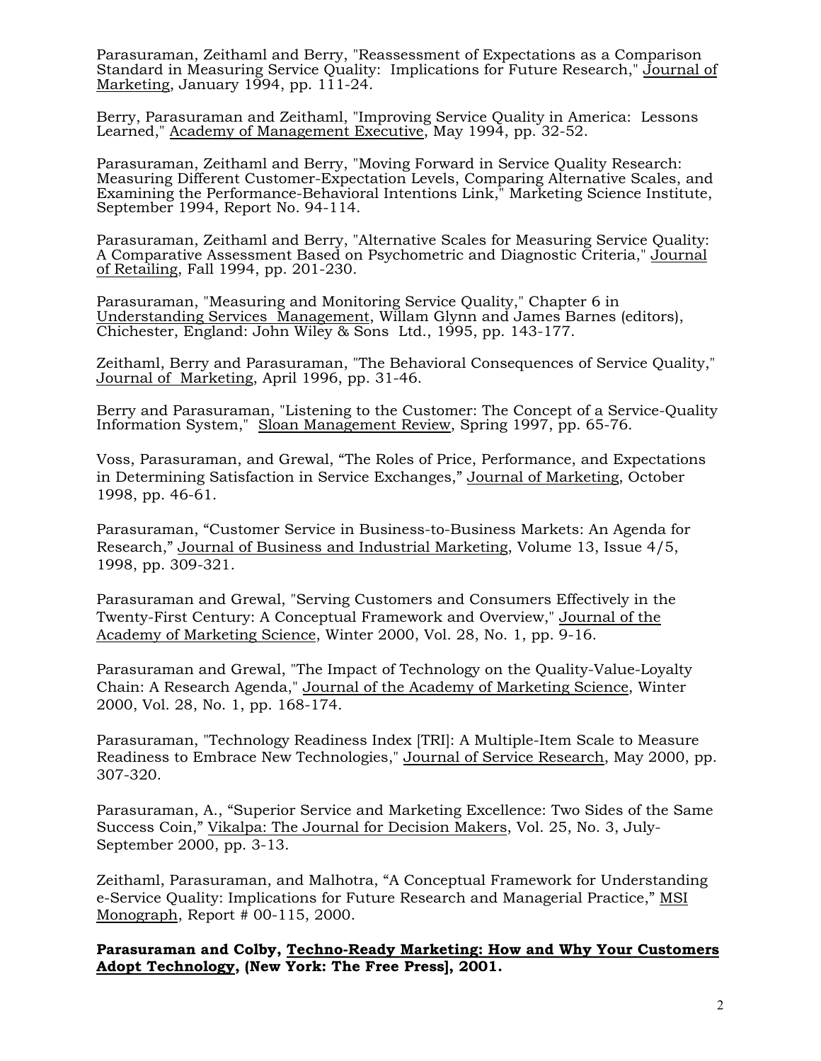Parasuraman, Zeithaml and Berry, "Reassessment of Expectations as a Comparison Standard in Measuring Service Quality: Implications for Future Research," Journal of Marketing, January 1994, pp. 111-24.

Berry, Parasuraman and Zeithaml, "Improving Service Quality in America: Lessons Learned," Academy of Management Executive, May 1994, pp. 32-52.

Parasuraman, Zeithaml and Berry, "Moving Forward in Service Quality Research: Measuring Different Customer-Expectation Levels, Comparing Alternative Scales, and Examining the Performance-Behavioral Intentions Link," Marketing Science Institute, September 1994, Report No. 94-114.

Parasuraman, Zeithaml and Berry, "Alternative Scales for Measuring Service Quality: A Comparative Assessment Based on Psychometric and Diagnostic Criteria," Journal of Retailing, Fall 1994, pp. 201-230.

Parasuraman, "Measuring and Monitoring Service Quality," Chapter 6 in Understanding Services Management, Willam Glynn and James Barnes (editors), Chichester, England: John Wiley & Sons Ltd., 1995, pp. 143-177.

Zeithaml, Berry and Parasuraman, "The Behavioral Consequences of Service Quality," Journal of Marketing, April 1996, pp. 31-46.

Berry and Parasuraman, "Listening to the Customer: The Concept of a Service-Quality Information System," Sloan Management Review, Spring 1997, pp. 65-76.

Voss, Parasuraman, and Grewal, "The Roles of Price, Performance, and Expectations in Determining Satisfaction in Service Exchanges," Journal of Marketing, October 1998, pp. 46-61.

Parasuraman, "Customer Service in Business-to-Business Markets: An Agenda for Research," Journal of Business and Industrial Marketing, Volume 13, Issue 4/5, 1998, pp. 309-321.

Parasuraman and Grewal, "Serving Customers and Consumers Effectively in the Twenty-First Century: A Conceptual Framework and Overview," Journal of the Academy of Marketing Science, Winter 2000, Vol. 28, No. 1, pp. 9-16.

Parasuraman and Grewal, "The Impact of Technology on the Quality-Value-Loyalty Chain: A Research Agenda," Journal of the Academy of Marketing Science, Winter 2000, Vol. 28, No. 1, pp. 168-174.

Parasuraman, "Technology Readiness Index [TRI]: A Multiple-Item Scale to Measure Readiness to Embrace New Technologies," Journal of Service Research, May 2000, pp. 307-320.

Parasuraman, A., "Superior Service and Marketing Excellence: Two Sides of the Same Success Coin," Vikalpa: The Journal for Decision Makers, Vol. 25, No. 3, July-September 2000, pp. 3-13.

Zeithaml, Parasuraman, and Malhotra, "A Conceptual Framework for Understanding e-Service Quality: Implications for Future Research and Managerial Practice," MSI Monograph, Report # 00-115, 2000.

**Parasuraman and Colby, Techno-Ready Marketing: How and Why Your Customers Adopt Technology, [New York: The Free Press], 2001.**